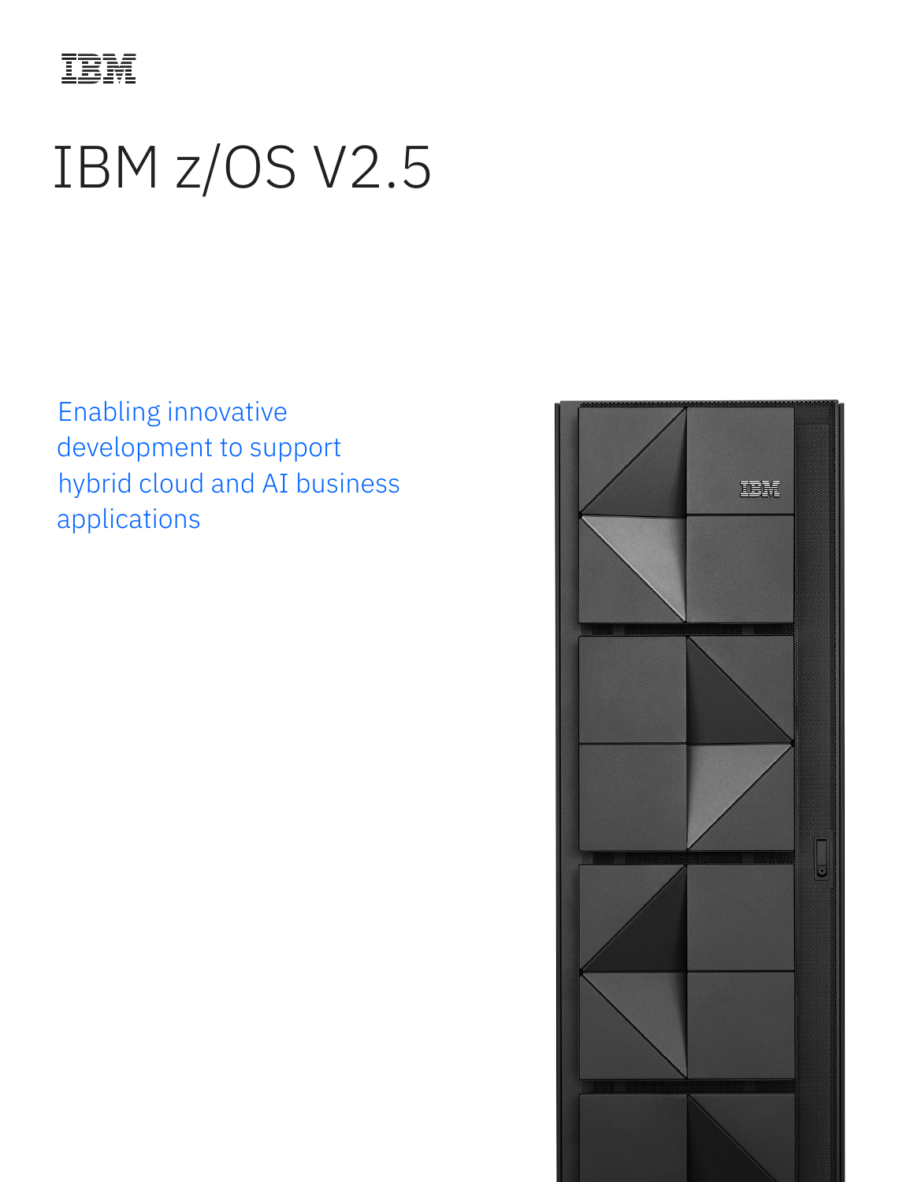# IBM z/OS V2.5

Enabling innovative development to support hybrid cloud and AI business applications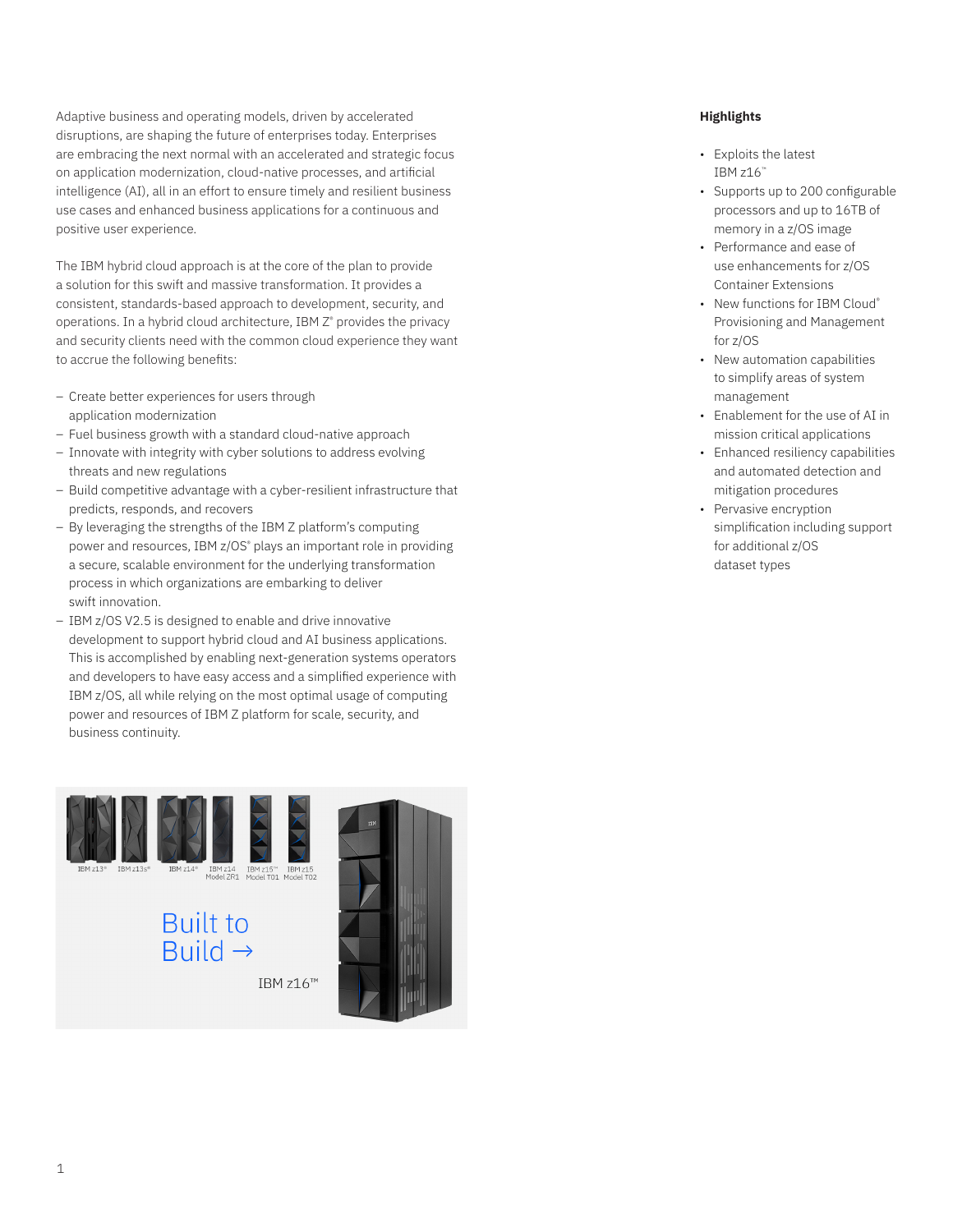Adaptive business and operating models, driven by accelerated disruptions, are shaping the future of enterprises today. Enterprises are embracing the next normal with an accelerated and strategic focus on application modernization, cloud-native processes, and artificial intelligence (AI), all in an effort to ensure timely and resilient business use cases and enhanced business applications for a continuous and positive user experience.

The IBM hybrid cloud approach is at the core of the plan to provide a solution for this swift and massive transformation. It provides a consistent, standards-based approach to development, security, and operations. In a hybrid cloud architecture, IBM Z® provides the privacy and security clients need with the common cloud experience they want to accrue the following benefits:

- Create better experiences for users through application modernization
- Fuel business growth with a standard cloud-native approach
- Innovate with integrity with cyber solutions to address evolving threats and new regulations
- Build competitive advantage with a cyber-resilient infrastructure that predicts, responds, and recovers
- By leveraging the strengths of the IBM Z platform's computing power and resources, IBM z/OS® plays an important role in providing a secure, scalable environment for the underlying transformation process in which organizations are embarking to deliver swift innovation.
- IBM z/OS V2.5 is designed to enable and drive innovative development to support hybrid cloud and AI business applications. This is accomplished by enabling next-generation systems operators and developers to have easy access and a simplified experience with IBM z/OS, all while relying on the most optimal usage of computing power and resources of IBM Z platform for scale, security, and business continuity.

IBM z13® IBM z13s® IBM z14® IBM z14 Model ZR1 IBM z15™ Model T01 IBM z15 Model T02

Built to Build →

IBM z16™

**Highlights**

- Exploits the latest IBM z16™
- Supports up to 200 configurable processors and up to 16TB of memory in a z/OS image
- Performance and ease of use enhancements for z/OS Container Extensions
- New functions for IBM Cloud® Provisioning and Management for z/OS
- New automation capabilities to simplify areas of system management
- Enablement for the use of AI in mission critical applications
- Enhanced resiliency capabilities and automated detection and mitigation procedures
- Pervasive encryption simplification including support for additional z/OS dataset types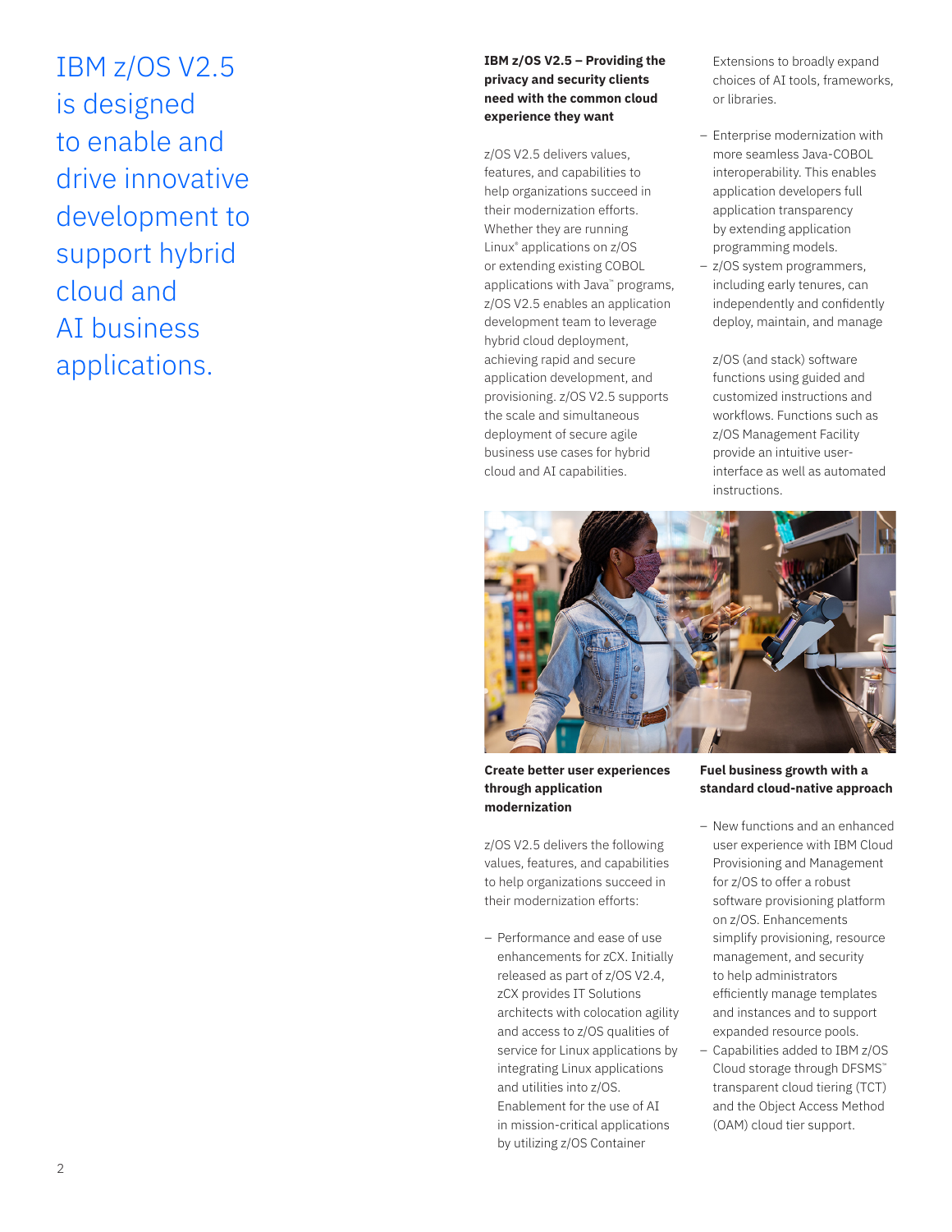# IBM z/OS V2.5 is designed to enable and drive innovative development to support hybrid cloud and AI business applications.

**IBM z/OS V2.5 – Providing the privacy and security clients need with the common cloud experience they want**

z/OS V2.5 delivers values, features, and capabilities to help organizations succeed in their modernization efforts. Whether they are running Linux® applications on z/OS or extending existing COBOL applications with Java™ programs, z/OS V2.5 enables an application development team to leverage hybrid cloud deployment, achieving rapid and secure application development, and provisioning. z/OS V2.5 supports the scale and simultaneous deployment of secure agile business use cases for hybrid cloud and AI capabilities.

**Create better user experiences through application modernization**

z/OS V2.5 delivers the following values, features, and capabilities to help organizations succeed in their modernization efforts:

- Performance and ease of use enhancements for zCX. Initially released as part of z/OS V2.4, zCX provides IT Solutions architects with colocation agility and access to z/OS qualities of service for Linux applications by integrating Linux applications and utilities into z/OS. Enablement for the use of AI in mission-critical applications by utilizing z/OS Container Extensions to broadly expand choices of AI tools, frameworks, or libraries.
- Enterprise modernization with more seamless Java-COBOL interoperability. This enables application developers full application transparency by extending application programming models.
- z/OS system programmers, including early tenures, can independently and confidently deploy, maintain, and manage

  z/OS (and stack) software functions using guided and customized instructions and workflows. Functions such as z/OS Management Facility provide an intuitive user-interface as well as automated instructions.

**Fuel business growth with a standard cloud-native approach**

- New functions and an enhanced user experience with IBM Cloud Provisioning and Management for z/OS to offer a robust software provisioning platform on z/OS. Enhancements simplify provisioning, resource management, and security to help administrators efficiently manage templates and instances and to support expanded resource pools.
- Capabilities added to IBM z/OS Cloud storage through DFSMS™ transparent cloud tiering (TCT) and the Object Access Method (OAM) cloud tier support.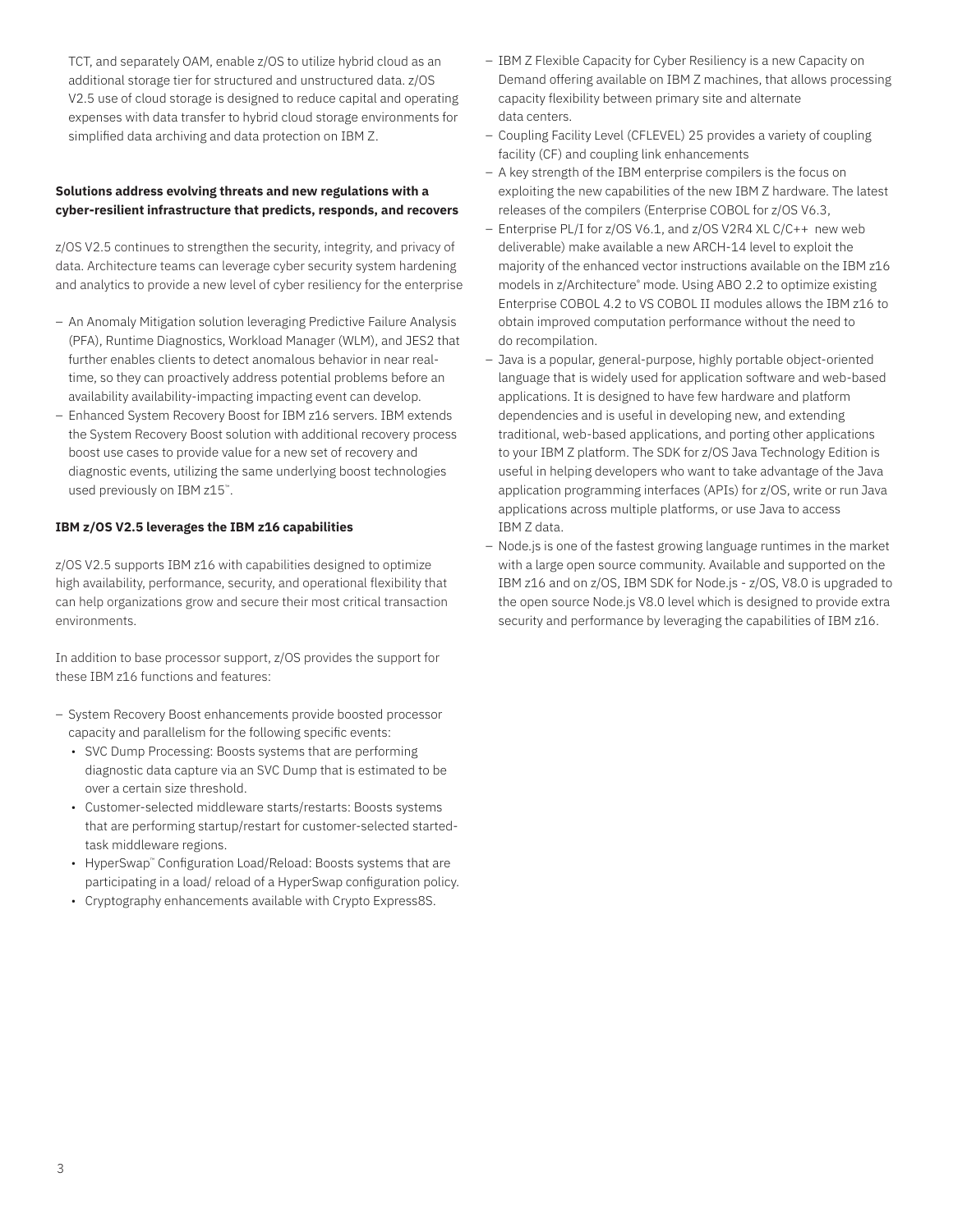TCT, and separately OAM, enable z/OS to utilize hybrid cloud as an additional storage tier for structured and unstructured data. z/OS V2.5 use of cloud storage is designed to reduce capital and operating expenses with data transfer to hybrid cloud storage environments for simplified data archiving and data protection on IBM Z.

**Solutions address evolving threats and new regulations with a cyber-resilient infrastructure that predicts, responds, and recovers**

z/OS V2.5 continues to strengthen the security, integrity, and privacy of data. Architecture teams can leverage cyber security system hardening and analytics to provide a new level of cyber resiliency for the enterprise

- An Anomaly Mitigation solution leveraging Predictive Failure Analysis (PFA), Runtime Diagnostics, Workload Manager (WLM), and JES2 that further enables clients to detect anomalous behavior in near real-time, so they can proactively address potential problems before an availability availability-impacting impacting event can develop.
- Enhanced System Recovery Boost for IBM z16 servers. IBM extends the System Recovery Boost solution with additional recovery process boost use cases to provide value for a new set of recovery and diagnostic events, utilizing the same underlying boost technologies used previously on IBM z15™.

**IBM z/OS V2.5 leverages the IBM z16 capabilities**

z/OS V2.5 supports IBM z16 with capabilities designed to optimize high availability, performance, security, and operational flexibility that can help organizations grow and secure their most critical transaction environments.

In addition to base processor support, z/OS provides the support for these IBM z16 functions and features:

- System Recovery Boost enhancements provide boosted processor capacity and parallelism for the following specific events:
  - SVC Dump Processing: Boosts systems that are performing diagnostic data capture via an SVC Dump that is estimated to be over a certain size threshold.
  - Customer-selected middleware starts/restarts: Boosts systems that are performing startup/restart for customer-selected started-task middleware regions.
  - HyperSwap™ Configuration Load/Reload: Boosts systems that are participating in a load/ reload of a HyperSwap configuration policy.
  - Cryptography enhancements available with Crypto Express8S.
- IBM Z Flexible Capacity for Cyber Resiliency is a new Capacity on Demand offering available on IBM Z machines, that allows processing capacity flexibility between primary site and alternate data centers.
- Coupling Facility Level (CFLEVEL) 25 provides a variety of coupling facility (CF) and coupling link enhancements
- A key strength of the IBM enterprise compilers is the focus on exploiting the new capabilities of the new IBM Z hardware. The latest releases of the compilers (Enterprise COBOL for z/OS V6.3,
- Enterprise PL/I for z/OS V6.1, and z/OS V2R4 XL C/C++ new web deliverable) make available a new ARCH-14 level to exploit the majority of the enhanced vector instructions available on the IBM z16 models in z/Architecture® mode. Using ABO 2.2 to optimize existing Enterprise COBOL 4.2 to VS COBOL II modules allows the IBM z16 to obtain improved computation performance without the need to do recompilation.
- Java is a popular, general-purpose, highly portable object-oriented language that is widely used for application software and web-based applications. It is designed to have few hardware and platform dependencies and is useful in developing new, and extending traditional, web-based applications, and porting other applications to your IBM Z platform. The SDK for z/OS Java Technology Edition is useful in helping developers who want to take advantage of the Java application programming interfaces (APIs) for z/OS, write or run Java applications across multiple platforms, or use Java to access IBM Z data.
- Node.js is one of the fastest growing language runtimes in the market with a large open source community. Available and supported on the IBM z16 and on z/OS, IBM SDK for Node.js - z/OS, V8.0 is upgraded to the open source Node.js V8.0 level which is designed to provide extra security and performance by leveraging the capabilities of IBM z16.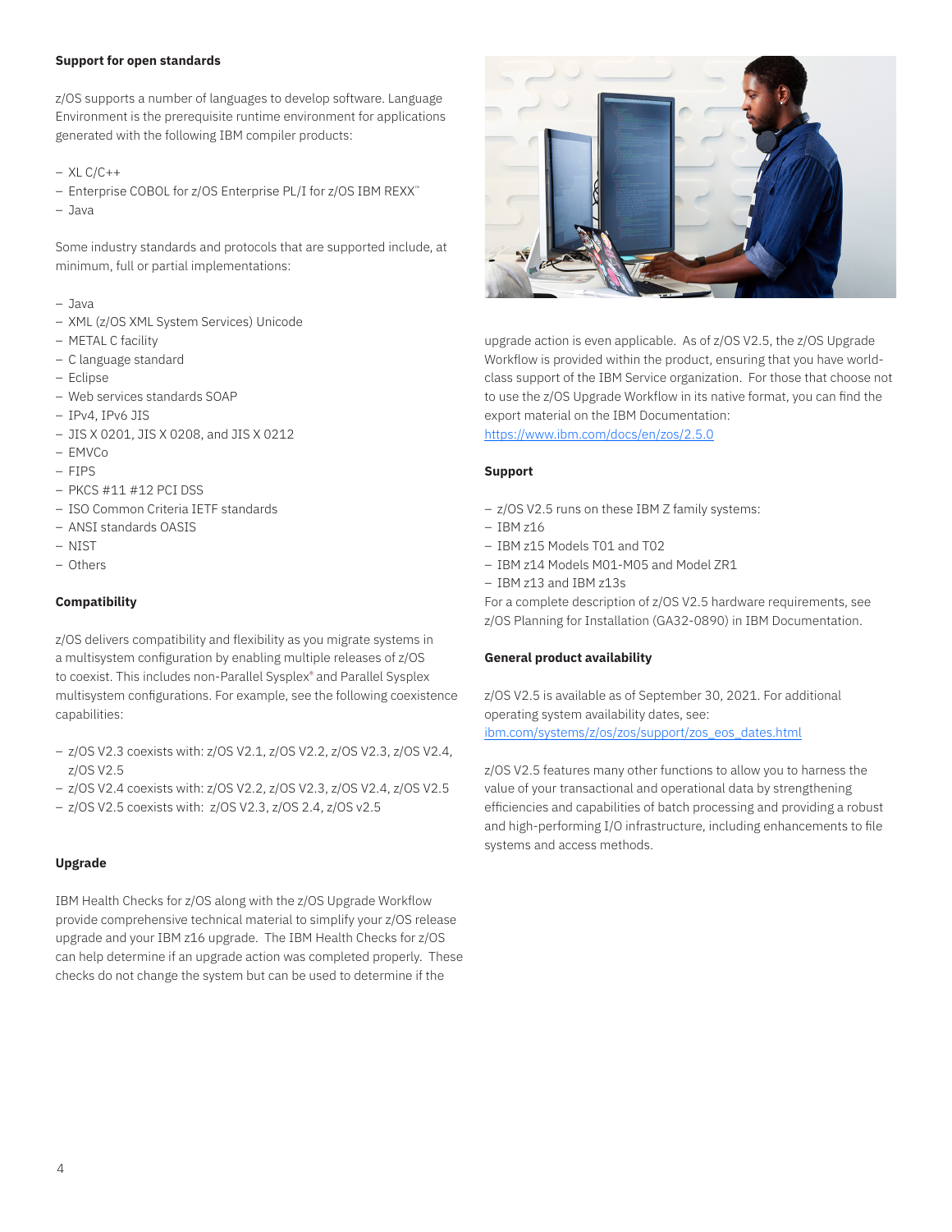### Support for open standards

z/OS supports a number of languages to develop software. Language Environment is the prerequisite runtime environment for applications generated with the following IBM compiler products:

- XL C/C++
- Enterprise COBOL for z/OS Enterprise PL/I for z/OS IBM REXX™
- Java

Some industry standards and protocols that are supported include, at minimum, full or partial implementations:

- Java
- XML (z/OS XML System Services) Unicode
- METAL C facility
- C language standard
- Eclipse
- Web services standards SOAP
- IPv4, IPv6 JIS
- JIS X 0201, JIS X 0208, and JIS X 0212
- EMVCo
- FIPS
- PKCS #11 #12 PCI DSS
- ISO Common Criteria IETF standards
- ANSI standards OASIS
- NIST
- Others

### Compatibility

z/OS delivers compatibility and flexibility as you migrate systems in a multisystem configuration by enabling multiple releases of z/OS to coexist. This includes non-Parallel Sysplex® and Parallel Sysplex multisystem configurations. For example, see the following coexistence capabilities:

- z/OS V2.3 coexists with: z/OS V2.1, z/OS V2.2, z/OS V2.3, z/OS V2.4, z/OS V2.5
- z/OS V2.4 coexists with: z/OS V2.2, z/OS V2.3, z/OS V2.4, z/OS V2.5
- z/OS V2.5 coexists with: z/OS V2.3, z/OS 2.4, z/OS v2.5

### Upgrade

IBM Health Checks for z/OS along with the z/OS Upgrade Workflow provide comprehensive technical material to simplify your z/OS release upgrade and your IBM z16 upgrade. The IBM Health Checks for z/OS can help determine if an upgrade action was completed properly. These checks do not change the system but can be used to determine if the upgrade action is even applicable. As of z/OS V2.5, the z/OS Upgrade Workflow is provided within the product, ensuring that you have world-class support of the IBM Service organization. For those that choose not to use the z/OS Upgrade Workflow in its native format, you can find the export material on the IBM Documentation: https://www.ibm.com/docs/en/zos/2.5.0

### Support

- z/OS V2.5 runs on these IBM Z family systems:
- IBM z16
- IBM z15 Models T01 and T02
- IBM z14 Models M01-M05 and Model ZR1
- IBM z13 and IBM z13s

For a complete description of z/OS V2.5 hardware requirements, see z/OS Planning for Installation (GA32-0890) in IBM Documentation.

### General product availability

z/OS V2.5 is available as of September 30, 2021. For additional operating system availability dates, see: ibm.com/systems/z/os/zos/support/zos_eos_dates.html

z/OS V2.5 features many other functions to allow you to harness the value of your transactional and operational data by strengthening efficiencies and capabilities of batch processing and providing a robust and high-performing I/O infrastructure, including enhancements to file systems and access methods.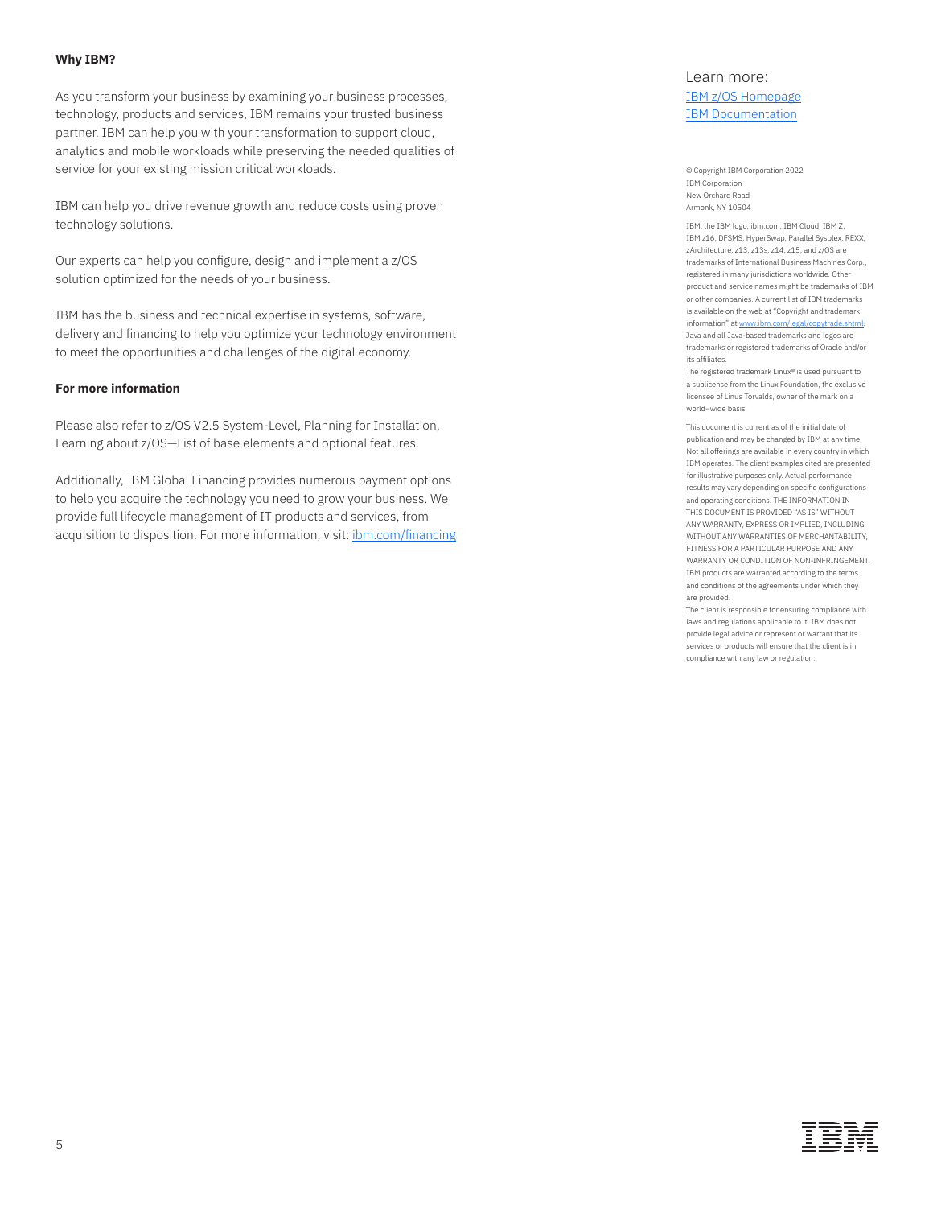**Why IBM?**

As you transform your business by examining your business processes, technology, products and services, IBM remains your trusted business partner. IBM can help you with your transformation to support cloud, analytics and mobile workloads while preserving the needed qualities of service for your existing mission critical workloads.

IBM can help you drive revenue growth and reduce costs using proven technology solutions.

Our experts can help you configure, design and implement a z/OS solution optimized for the needs of your business.

IBM has the business and technical expertise in systems, software, delivery and financing to help you optimize your technology environment to meet the opportunities and challenges of the digital economy.

**For more information**

Please also refer to z/OS V2.5 System-Level, Planning for Installation, Learning about z/OS—List of base elements and optional features.

Additionally, IBM Global Financing provides numerous payment options to help you acquire the technology you need to grow your business. We provide full lifecycle management of IT products and services, from acquisition to disposition. For more information, visit: [ibm.com/financing](https://ibm.com/financing)

Learn more:
[IBM z/OS Homepage]()
[IBM Documentation]()

© Copyright IBM Corporation 2022
IBM Corporation
New Orchard Road
Armonk, NY 10504

IBM, the IBM logo, ibm.com, IBM Cloud, IBM Z, IBM z16, DFSMS, HyperSwap, Parallel Sysplex, REXX, zArchitecture, z13, z13s, z14, z15, and z/OS are trademarks of International Business Machines Corp., registered in many jurisdictions worldwide. Other product and service names might be trademarks of IBM or other companies. A current list of IBM trademarks is available on the web at "Copyright and trademark information" at [www.ibm.com/legal/copytrade.shtml](https://www.ibm.com/legal/copytrade.shtml). Java and all Java-based trademarks and logos are trademarks or registered trademarks of Oracle and/or its affiliates.
The registered trademark Linux® is used pursuant to a sublicense from the Linux Foundation, the exclusive licensee of Linus Torvalds, owner of the mark on a world-wide basis.

This document is current as of the initial date of publication and may be changed by IBM at any time. Not all offerings are available in every country in which IBM operates. The client examples cited are presented for illustrative purposes only. Actual performance results may vary depending on specific configurations and operating conditions. THE INFORMATION IN THIS DOCUMENT IS PROVIDED "AS IS" WITHOUT ANY WARRANTY, EXPRESS OR IMPLIED, INCLUDING WITHOUT ANY WARRANTIES OF MERCHANTABILITY, FITNESS FOR A PARTICULAR PURPOSE AND ANY WARRANTY OR CONDITION OF NON-INFRINGEMENT. IBM products are warranted according to the terms and conditions of the agreements under which they are provided.
The client is responsible for ensuring compliance with laws and regulations applicable to it. IBM does not provide legal advice or represent or warrant that its services or products will ensure that the client is in compliance with any law or regulation.